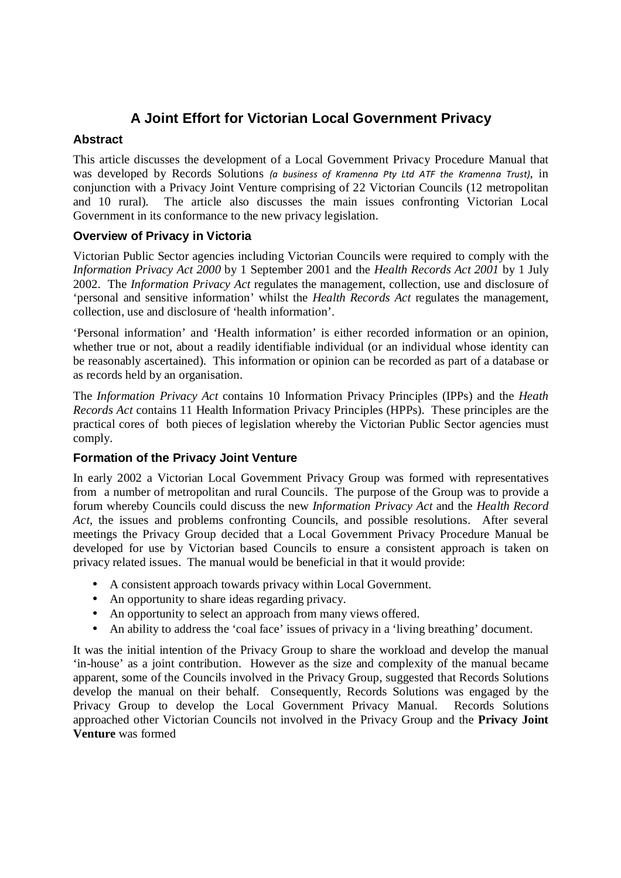# A Joint Effort for Victorian Local Government Privacy

## Abstract

This article discusses the development of a Local Government Privacy Procedure Manual that was developed by Records Solutions *(a business of Kramenna Pty Ltd ATF the Kramenna Trust)*, in conjunction with a Privacy Joint Venture comprising of 22 Victorian Councils (12 metropolitan and 10 rural). The article also discusses the main issues confronting Victorian Local Government in its conformance to the new privacy legislation.

## Overview of Privacy in Victoria

Victorian Public Sector agencies including Victorian Councils were required to comply with the *Information Privacy Act 2000* by 1 September 2001 and the *Health Records Act 2001* by 1 July 2002. The *Information Privacy Act* regulates the management, collection, use and disclosure of 'personal and sensitive information' whilst the *Health Records Act* regulates the management, collection, use and disclosure of 'health information'.

'Personal information' and 'Health information' is either recorded information or an opinion, whether true or not, about a readily identifiable individual (or an individual whose identity can be reasonably ascertained). This information or opinion can be recorded as part of a database or as records held by an organisation.

The *Information Privacy Act* contains 10 Information Privacy Principles (IPPs) and the *Heath Records Act* contains 11 Health Information Privacy Principles (HPPs). These principles are the practical cores of both pieces of legislation whereby the Victorian Public Sector agencies must comply.

## Formation of the Privacy Joint Venture

In early 2002 a Victorian Local Government Privacy Group was formed with representatives from a number of metropolitan and rural Councils. The purpose of the Group was to provide a forum whereby Councils could discuss the new *Information Privacy Act* and the *Health Record Act*, the issues and problems confronting Councils, and possible resolutions. After several meetings the Privacy Group decided that a Local Government Privacy Procedure Manual be developed for use by Victorian based Councils to ensure a consistent approach is taken on privacy related issues. The manual would be beneficial in that it would provide:

- A consistent approach towards privacy within Local Government.
- An opportunity to share ideas regarding privacy.
- An opportunity to select an approach from many views offered.
- An ability to address the 'coal face' issues of privacy in a 'living breathing' document.

It was the initial intention of the Privacy Group to share the workload and develop the manual 'in-house' as a joint contribution. However as the size and complexity of the manual became apparent, some of the Councils involved in the Privacy Group, suggested that Records Solutions develop the manual on their behalf. Consequently, Records Solutions was engaged by the Privacy Group to develop the Local Government Privacy Manual. Records Solutions approached other Victorian Councils not involved in the Privacy Group and the **Privacy Joint Venture** was formed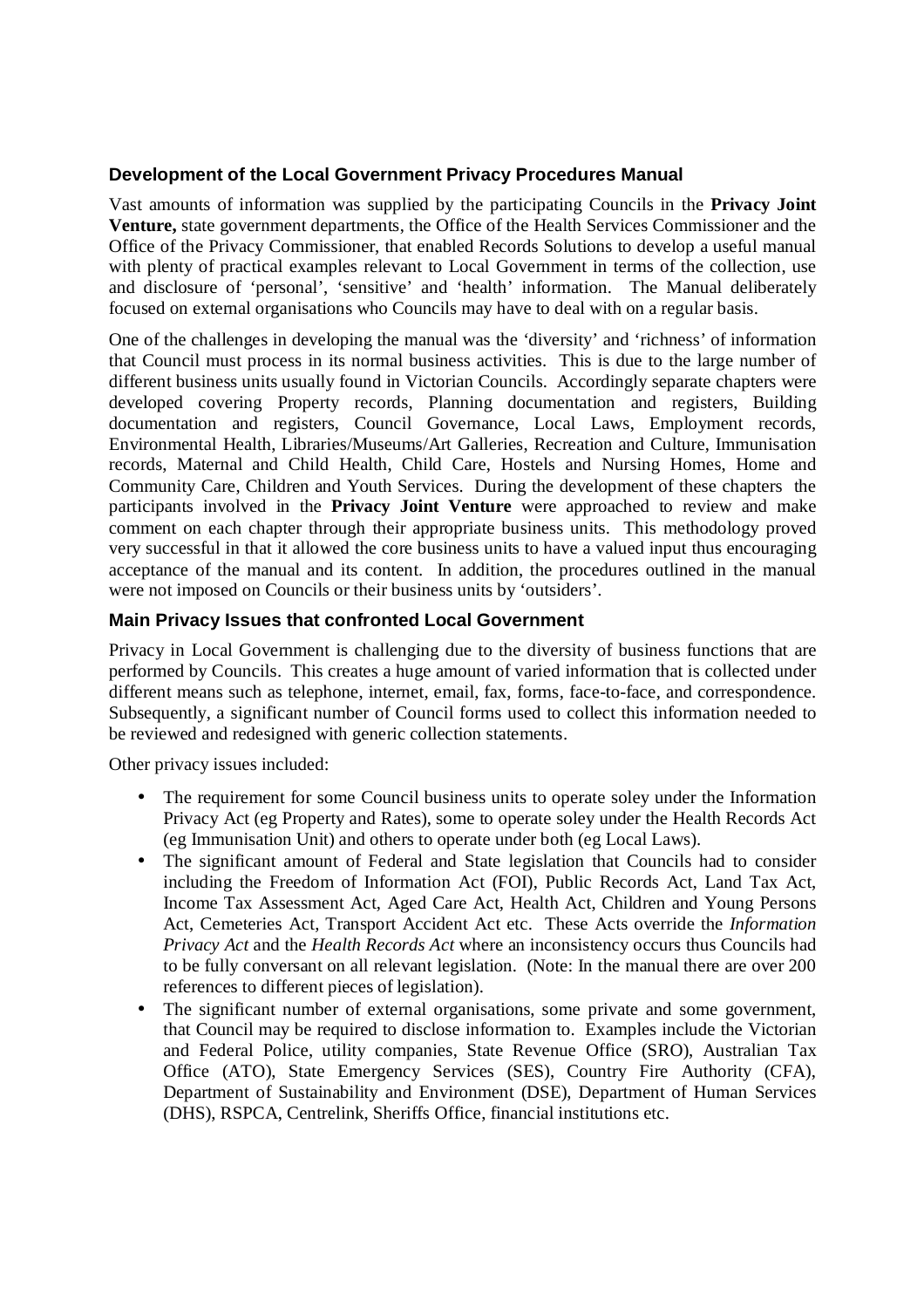### Development of the Local Government Privacy Procedures Manual

Vast amounts of information was supplied by the participating Councils in the **Privacy Joint Venture,** state government departments, the Office of the Health Services Commissioner and the Office of the Privacy Commissioner, that enabled Records Solutions to develop a useful manual with plenty of practical examples relevant to Local Government in terms of the collection, use and disclosure of 'personal', 'sensitive' and 'health' information. The Manual deliberately focused on external organisations who Councils may have to deal with on a regular basis.

One of the challenges in developing the manual was the 'diversity' and 'richness' of information that Council must process in its normal business activities. This is due to the large number of different business units usually found in Victorian Councils. Accordingly separate chapters were developed covering Property records, Planning documentation and registers, Building documentation and registers, Council Governance, Local Laws, Employment records, Environmental Health, Libraries/Museums/Art Galleries, Recreation and Culture, Immunisation records, Maternal and Child Health, Child Care, Hostels and Nursing Homes, Home and Community Care, Children and Youth Services. During the development of these chapters the participants involved in the **Privacy Joint Venture** were approached to review and make comment on each chapter through their appropriate business units. This methodology proved very successful in that it allowed the core business units to have a valued input thus encouraging acceptance of the manual and its content. In addition, the procedures outlined in the manual were not imposed on Councils or their business units by 'outsiders'.

### Main Privacy Issues that confronted Local Government

Privacy in Local Government is challenging due to the diversity of business functions that are performed by Councils. This creates a huge amount of varied information that is collected under different means such as telephone, internet, email, fax, forms, face-to-face, and correspondence. Subsequently, a significant number of Council forms used to collect this information needed to be reviewed and redesigned with generic collection statements.

Other privacy issues included:

- The requirement for some Council business units to operate soley under the Information Privacy Act (eg Property and Rates), some to operate soley under the Health Records Act (eg Immunisation Unit) and others to operate under both (eg Local Laws).
- The significant amount of Federal and State legislation that Councils had to consider including the Freedom of Information Act (FOI), Public Records Act, Land Tax Act, Income Tax Assessment Act, Aged Care Act, Health Act, Children and Young Persons Act, Cemeteries Act, Transport Accident Act etc. These Acts override the *Information Privacy Act* and the *Health Records Act* where an inconsistency occurs thus Councils had to be fully conversant on all relevant legislation. (Note: In the manual there are over 200 references to different pieces of legislation).
- The significant number of external organisations, some private and some government, that Council may be required to disclose information to. Examples include the Victorian and Federal Police, utility companies, State Revenue Office (SRO), Australian Tax Office (ATO), State Emergency Services (SES), Country Fire Authority (CFA), Department of Sustainability and Environment (DSE), Department of Human Services (DHS), RSPCA, Centrelink, Sheriffs Office, financial institutions etc.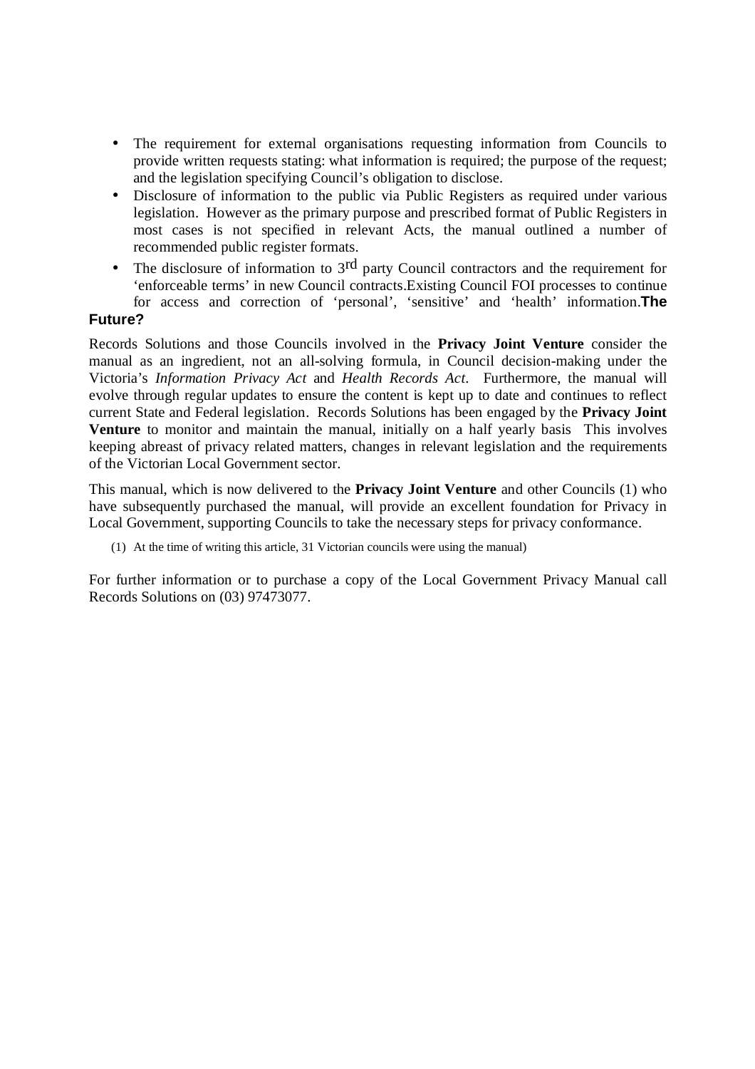- The requirement for external organisations requesting information from Councils to provide written requests stating: what information is required; the purpose of the request; and the legislation specifying Council's obligation to disclose.
- Disclosure of information to the public via Public Registers as required under various legislation. However as the primary purpose and prescribed format of Public Registers in most cases is not specified in relevant Acts, the manual outlined a number of recommended public register formats.
- The disclosure of information to 3rd party Council contractors and the requirement for 'enforceable terms' in new Council contracts.
- Existing Council FOI processes to continue for access and correction of 'personal', 'sensitive' and 'health' information.

**The Future?**

Records Solutions and those Councils involved in the **Privacy Joint Venture** consider the manual as an ingredient, not an all-solving formula, in Council decision-making under the Victoria's *Information Privacy Act* and *Health Records Act*. Furthermore, the manual will evolve through regular updates to ensure the content is kept up to date and continues to reflect current State and Federal legislation. Records Solutions has been engaged by the **Privacy Joint Venture** to monitor and maintain the manual, initially on a half yearly basis This involves keeping abreast of privacy related matters, changes in relevant legislation and the requirements of the Victorian Local Government sector.

This manual, which is now delivered to the **Privacy Joint Venture** and other Councils (1) who have subsequently purchased the manual, will provide an excellent foundation for Privacy in Local Government, supporting Councils to take the necessary steps for privacy conformance.

(1) At the time of writing this article, 31 Victorian councils were using the manual)

For further information or to purchase a copy of the Local Government Privacy Manual call Records Solutions on (03) 97473077.